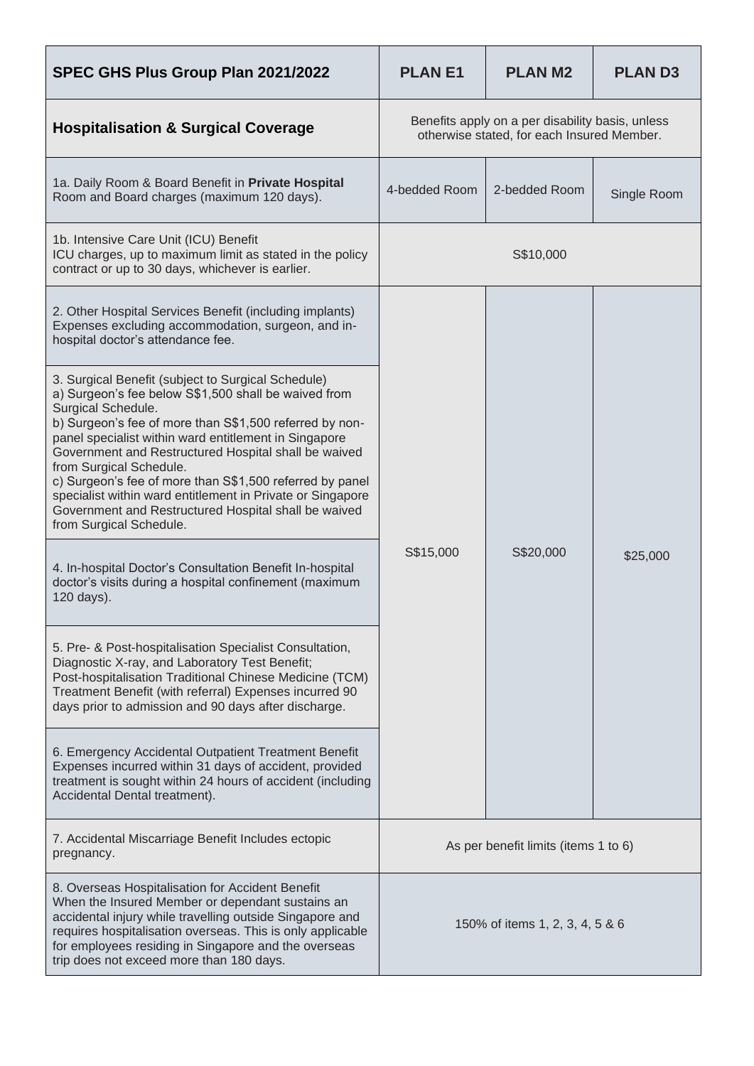| SPEC GHS Plus Group Plan 2021/2022 | PLAN E1 | PLAN M2 | PLAN D3 |
|---|---|---|---|
| **Hospitalisation & Surgical Coverage** | Benefits apply on a per disability basis, unless otherwise stated, for each Insured Member. | | |
| 1a. Daily Room & Board Benefit in **Private Hospital** Room and Board charges (maximum 120 days). | 4-bedded Room | 2-bedded Room | Single Room |
| 1b. Intensive Care Unit (ICU) Benefit ICU charges, up to maximum limit as stated in the policy contract or up to 30 days, whichever is earlier. | S$10,000 | | |
| 2. Other Hospital Services Benefit (including implants) Expenses excluding accommodation, surgeon, and in-hospital doctor's attendance fee. | S$15,000 | S$20,000 | $25,000 |
| 3. Surgical Benefit (subject to Surgical Schedule) a) Surgeon's fee below S$1,500 shall be waived from Surgical Schedule. b) Surgeon's fee of more than S$1,500 referred by non-panel specialist within ward entitlement in Singapore Government and Restructured Hospital shall be waived from Surgical Schedule. c) Surgeon's fee of more than S$1,500 referred by panel specialist within ward entitlement in Private or Singapore Government and Restructured Hospital shall be waived from Surgical Schedule. | | | |
| 4. In-hospital Doctor's Consultation Benefit In-hospital doctor's visits during a hospital confinement (maximum 120 days). | | | |
| 5. Pre- & Post-hospitalisation Specialist Consultation, Diagnostic X-ray, and Laboratory Test Benefit; Post-hospitalisation Traditional Chinese Medicine (TCM) Treatment Benefit (with referral) Expenses incurred 90 days prior to admission and 90 days after discharge. | | | |
| 6. Emergency Accidental Outpatient Treatment Benefit Expenses incurred within 31 days of accident, provided treatment is sought within 24 hours of accident (including Accidental Dental treatment). | | | |
| 7. Accidental Miscarriage Benefit Includes ectopic pregnancy. | As per benefit limits (items 1 to 6) | | |
| 8. Overseas Hospitalisation for Accident Benefit When the Insured Member or dependant sustains an accidental injury while travelling outside Singapore and requires hospitalisation overseas. This is only applicable for employees residing in Singapore and the overseas trip does not exceed more than 180 days. | 150% of items 1, 2, 3, 4, 5 & 6 | | |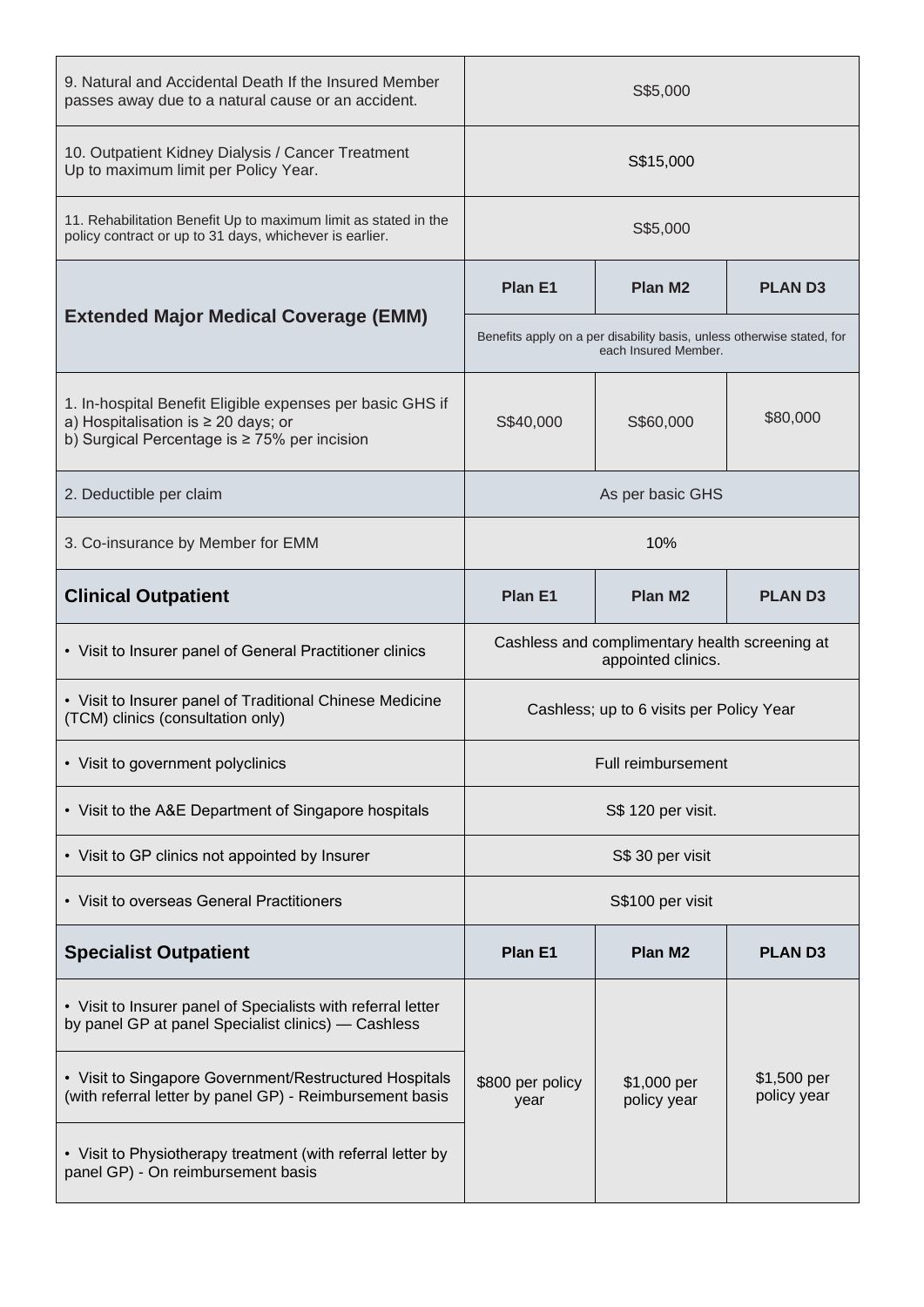| | | | |
|---|---|---|---|
| 9. Natural and Accidental Death If the Insured Member passes away due to a natural cause or an accident. | S$5,000 | | |
| 10. Outpatient Kidney Dialysis / Cancer Treatment Up to maximum limit per Policy Year. | S$15,000 | | |
| 11. Rehabilitation Benefit Up to maximum limit as stated in the policy contract or up to 31 days, whichever is earlier. | S$5,000 | | |
| **Extended Major Medical Coverage (EMM)** | **Plan E1** | **Plan M2** | **PLAN D3** |
| | Benefits apply on a per disability basis, unless otherwise stated, for each Insured Member. | | |
| 1. In-hospital Benefit Eligible expenses per basic GHS if<br>a) Hospitalisation is ≥ 20 days; or<br>b) Surgical Percentage is ≥ 75% per incision | S$40,000 | S$60,000 | $80,000 |
| 2. Deductible per claim | As per basic GHS | | |
| 3. Co-insurance by Member for EMM | 10% | | |
| **Clinical Outpatient** | **Plan E1** | **Plan M2** | **PLAN D3** |
| • Visit to Insurer panel of General Practitioner clinics | Cashless and complimentary health screening at appointed clinics. | | |
| • Visit to Insurer panel of Traditional Chinese Medicine (TCM) clinics (consultation only) | Cashless; up to 6 visits per Policy Year | | |
| • Visit to government polyclinics | Full reimbursement | | |
| • Visit to the A&E Department of Singapore hospitals | S$ 120 per visit. | | |
| • Visit to GP clinics not appointed by Insurer | S$ 30 per visit | | |
| • Visit to overseas General Practitioners | S$100 per visit | | |
| **Specialist Outpatient** | **Plan E1** | **Plan M2** | **PLAN D3** |
| • Visit to Insurer panel of Specialists with referral letter by panel GP at panel Specialist clinics) — Cashless<br>• Visit to Singapore Government/Restructured Hospitals (with referral letter by panel GP) - Reimbursement basis<br>• Visit to Physiotherapy treatment (with referral letter by panel GP) - On reimbursement basis | $800 per policy year | $1,000 per policy year | $1,500 per policy year |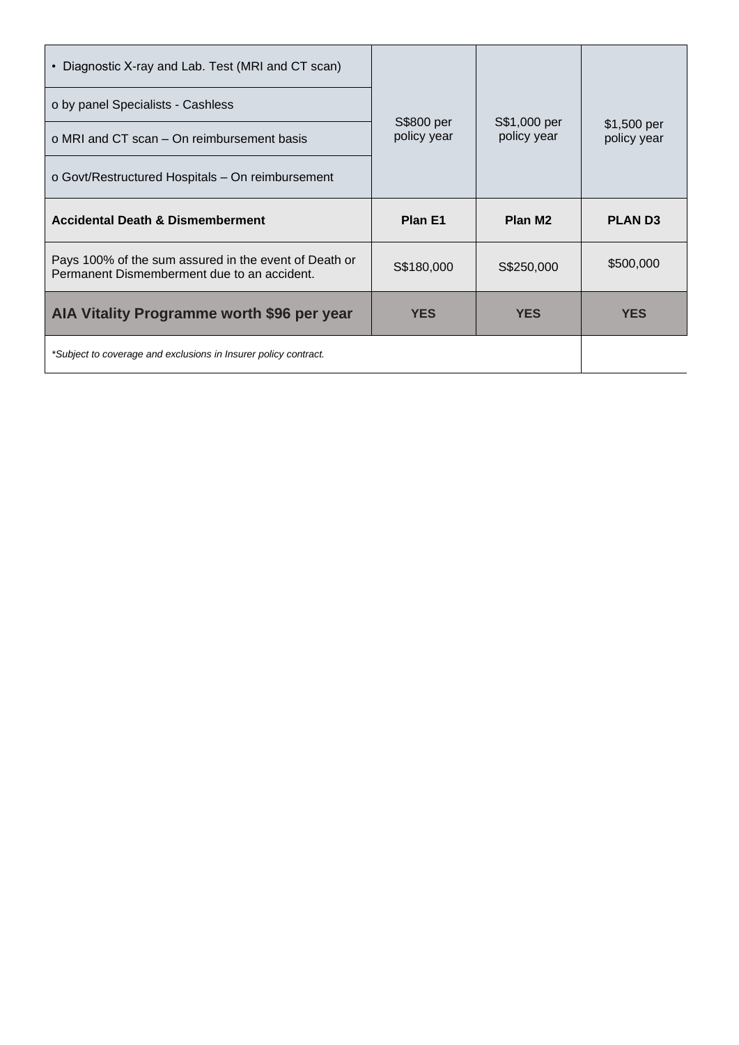| | | | |
|---|---|---|---|
| • Diagnostic X-ray and Lab. Test (MRI and CT scan)<br>o by panel Specialists - Cashless<br>o MRI and CT scan – On reimbursement basis<br>o Govt/Restructured Hospitals – On reimbursement | S$800 per policy year | S$1,000 per policy year | $1,500 per policy year |
| **Accidental Death & Dismemberment** | **Plan E1** | **Plan M2** | **PLAN D3** |
| Pays 100% of the sum assured in the event of Death or Permanent Dismemberment due to an accident. | S$180,000 | S$250,000 | $500,000 |
| **AIA Vitality Programme worth $96 per year** | **YES** | **YES** | **YES** |

*\*Subject to coverage and exclusions in Insurer policy contract.*